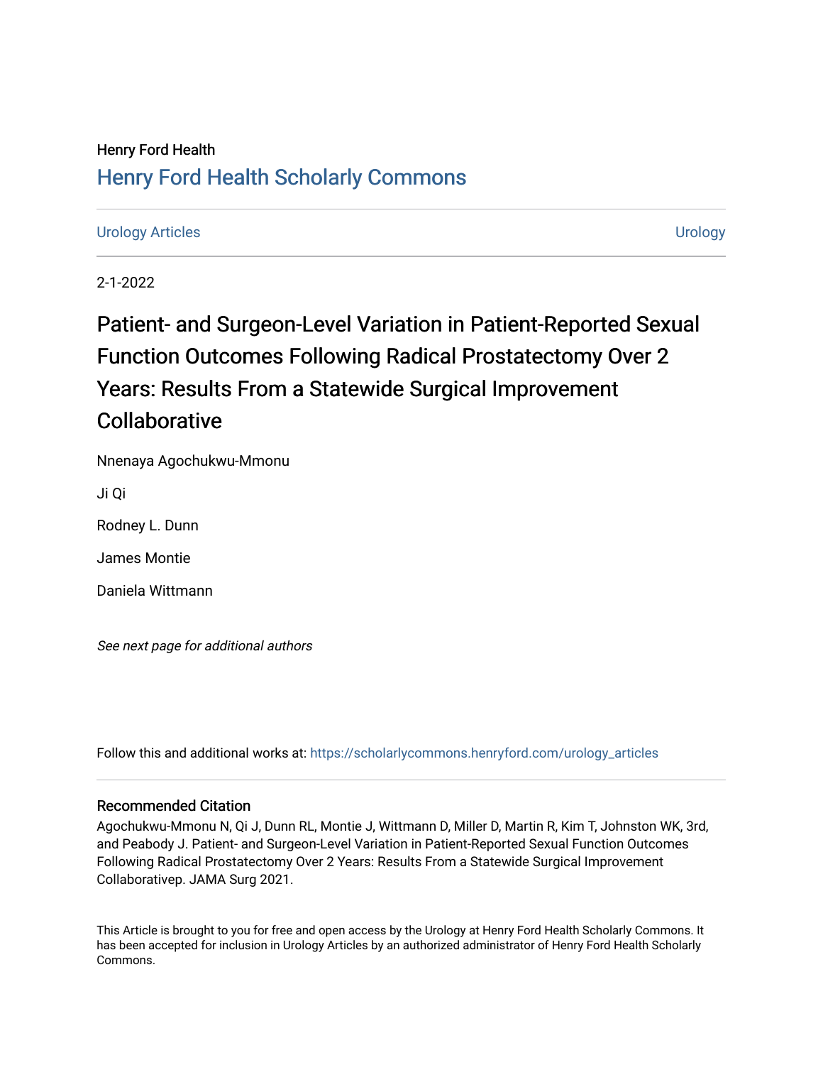Henry Ford Health

# Henry Ford Health Scholarly Commons

Urology Articles | Urology

2-1-2022

## Patient- and Surgeon-Level Variation in Patient-Reported Sexual Function Outcomes Following Radical Prostatectomy Over 2 Years: Results From a Statewide Surgical Improvement Collaborative

Nnenaya Agochukwu-Mmonu

Ji Qi

Rodney L. Dunn

James Montie

Daniela Wittmann

*See next page for additional authors*

Follow this and additional works at: https://scholarlycommons.henryford.com/urology_articles

### Recommended Citation

Agochukwu-Mmonu N, Qi J, Dunn RL, Montie J, Wittmann D, Miller D, Martin R, Kim T, Johnston WK, 3rd, and Peabody J. Patient- and Surgeon-Level Variation in Patient-Reported Sexual Function Outcomes Following Radical Prostatectomy Over 2 Years: Results From a Statewide Surgical Improvement Collaborativep. JAMA Surg 2021.

This Article is brought to you for free and open access by the Urology at Henry Ford Health Scholarly Commons. It has been accepted for inclusion in Urology Articles by an authorized administrator of Henry Ford Health Scholarly Commons.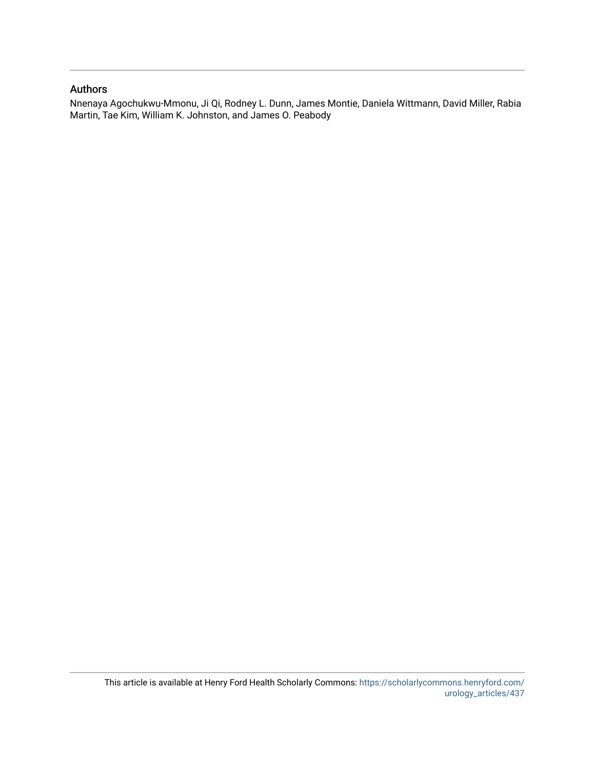## Authors

Nnenaya Agochukwu-Mmonu, Ji Qi, Rodney L. Dunn, James Montie, Daniela Wittmann, David Miller, Rabia Martin, Tae Kim, William K. Johnston, and James O. Peabody

This article is available at Henry Ford Health Scholarly Commons: https://scholarlycommons.henryford.com/urology_articles/437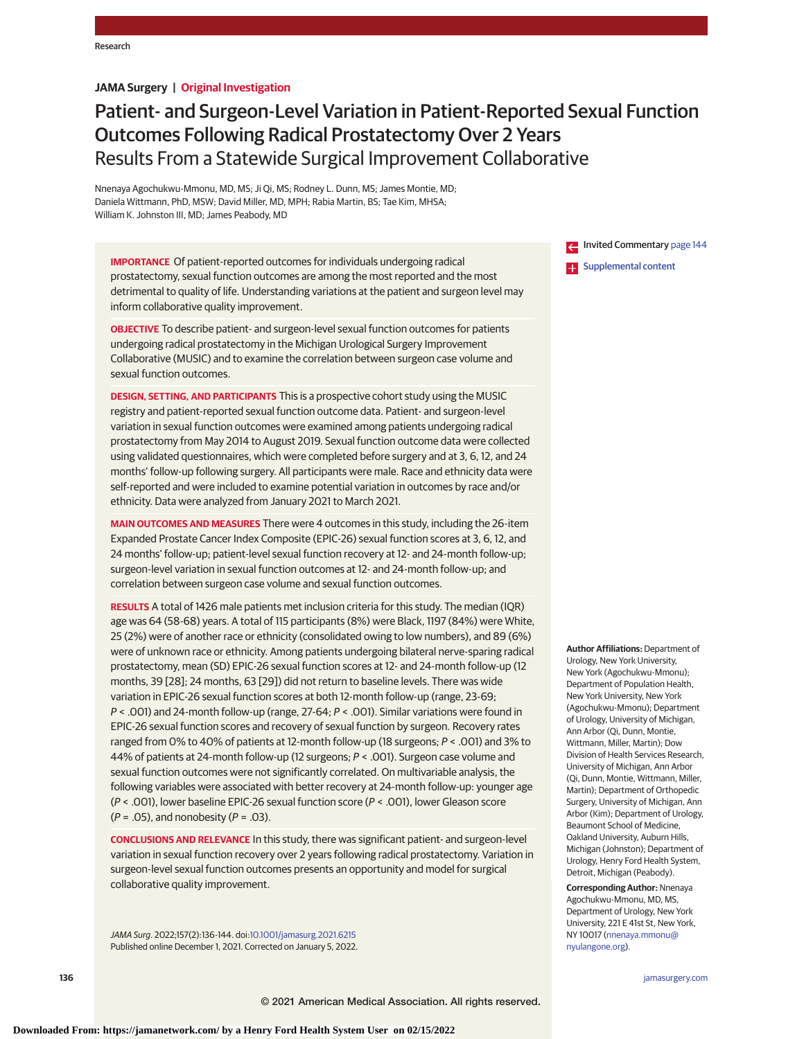JAMA Surgery | Original Investigation

# Patient- and Surgeon-Level Variation in Patient-Reported Sexual Function Outcomes Following Radical Prostatectomy Over 2 Years

## Results From a Statewide Surgical Improvement Collaborative

Nnenaya Agochukwu-Mmonu, MD, MS; Ji Qi, MS; Rodney L. Dunn, MS; James Montie, MD; Daniela Wittmann, PhD, MSW; David Miller, MD, MPH; Rabia Martin, BS; Tae Kim, MHSA; William K. Johnston III, MD; James Peabody, MD

Invited Commentary page 144

Supplemental content

**IMPORTANCE** Of patient-reported outcomes for individuals undergoing radical prostatectomy, sexual function outcomes are among the most reported and the most detrimental to quality of life. Understanding variations at the patient and surgeon level may inform collaborative quality improvement.

**OBJECTIVE** To describe patient- and surgeon-level sexual function outcomes for patients undergoing radical prostatectomy in the Michigan Urological Surgery Improvement Collaborative (MUSIC) and to examine the correlation between surgeon case volume and sexual function outcomes.

**DESIGN, SETTING, AND PARTICIPANTS** This is a prospective cohort study using the MUSIC registry and patient-reported sexual function outcome data. Patient- and surgeon-level variation in sexual function outcomes were examined among patients undergoing radical prostatectomy from May 2014 to August 2019. Sexual function outcome data were collected using validated questionnaires, which were completed before surgery and at 3, 6, 12, and 24 months' follow-up following surgery. All participants were male. Race and ethnicity data were self-reported and were included to examine potential variation in outcomes by race and/or ethnicity. Data were analyzed from January 2021 to March 2021.

**MAIN OUTCOMES AND MEASURES** There were 4 outcomes in this study, including the 26-item Expanded Prostate Cancer Index Composite (EPIC-26) sexual function scores at 3, 6, 12, and 24 months' follow-up; patient-level sexual function recovery at 12- and 24-month follow-up; surgeon-level variation in sexual function outcomes at 12- and 24-month follow-up; and correlation between surgeon case volume and sexual function outcomes.

**RESULTS** A total of 1426 male patients met inclusion criteria for this study. The median (IQR) age was 64 (58-68) years. A total of 115 participants (8%) were Black, 1197 (84%) were White, 25 (2%) were of another race or ethnicity (consolidated owing to low numbers), and 89 (6%) were of unknown race or ethnicity. Among patients undergoing bilateral nerve-sparing radical prostatectomy, mean (SD) EPIC-26 sexual function scores at 12- and 24-month follow-up (12 months, 39 [28]; 24 months, 63 [29]) did not return to baseline levels. There was wide variation in EPIC-26 sexual function scores at both 12-month follow-up (range, 23-69; $P < .001$) and 24-month follow-up (range, 27-64; $P < .001$). Similar variations were found in EPIC-26 sexual function scores and recovery of sexual function by surgeon. Recovery rates ranged from 0% to 40% of patients at 12-month follow-up (18 surgeons; $P < .001$) and 3% to 44% of patients at 24-month follow-up (12 surgeons; $P < .001$). Surgeon case volume and sexual function outcomes were not significantly correlated. On multivariable analysis, the following variables were associated with better recovery at 24-month follow-up: younger age ($P < .001$), lower baseline EPIC-26 sexual function score ($P < .001$), lower Gleason score ($P = .05$), and nonobesity ($P = .03$).

**CONCLUSIONS AND RELEVANCE** In this study, there was significant patient- and surgeon-level variation in sexual function recovery over 2 years following radical prostatectomy. Variation in surgeon-level sexual function outcomes presents an opportunity and model for surgical collaborative quality improvement.

*JAMA Surg*. 2022;157(2):136-144. doi:10.1001/jamasurg.2021.6215
Published online December 1, 2021. Corrected on January 5, 2022.

**Author Affiliations:** Department of Urology, New York University, New York (Agochukwu-Mmonu); Department of Population Health, New York University, New York (Agochukwu-Mmonu); Department of Urology, University of Michigan, Ann Arbor (Qi, Dunn, Montie, Wittmann, Miller, Martin); Dow Division of Health Services Research, University of Michigan, Ann Arbor (Qi, Dunn, Montie, Wittmann, Miller, Martin); Department of Orthopedic Surgery, University of Michigan, Ann Arbor (Kim); Department of Urology, Beaumont School of Medicine, Oakland University, Auburn Hills, Michigan (Johnston); Department of Urology, Henry Ford Health System, Detroit, Michigan (Peabody).

**Corresponding Author:** Nnenaya Agochukwu-Mmonu, MD, MS, Department of Urology, New York University, 221 E 41st St, New York, NY 10017 (nnenaya.mmonu@nyulangone.org).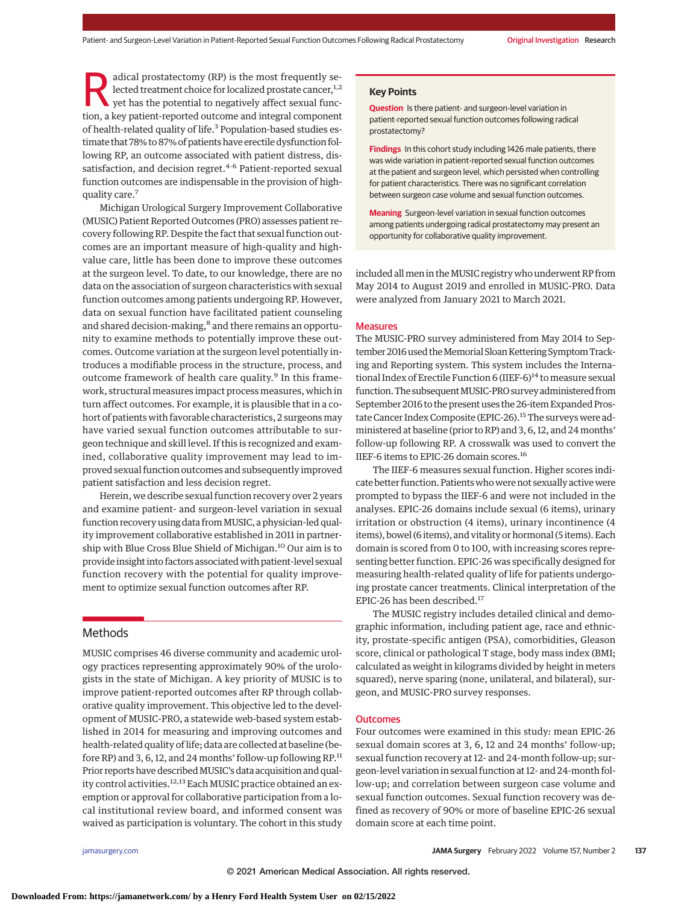Radical prostatectomy (RP) is the most frequently selected treatment choice for localized prostate cancer,[1,2] yet has the potential to negatively affect sexual function, a key patient-reported outcome and integral component of health-related quality of life.[3] Population-based studies estimate that 78% to 87% of patients have erectile dysfunction following RP, an outcome associated with patient distress, dissatisfaction, and decision regret.[4-6] Patient-reported sexual function outcomes are indispensable in the provision of high-quality care.[7]

Michigan Urological Surgery Improvement Collaborative (MUSIC) Patient Reported Outcomes (PRO) assesses patient recovery following RP. Despite the fact that sexual function outcomes are an important measure of high-quality and high-value care, little has been done to improve these outcomes at the surgeon level. To date, to our knowledge, there are no data on the association of surgeon characteristics with sexual function outcomes among patients undergoing RP. However, data on sexual function have facilitated patient counseling and shared decision-making,[8] and there remains an opportunity to examine methods to potentially improve these outcomes. Outcome variation at the surgeon level potentially introduces a modifiable process in the structure, process, and outcome framework of health care quality.[9] In this framework, structural measures impact process measures, which in turn affect outcomes. For example, it is plausible that in a cohort of patients with favorable characteristics, 2 surgeons may have varied sexual function outcomes attributable to surgeon technique and skill level. If this is recognized and examined, collaborative quality improvement may lead to improved sexual function outcomes and subsequently improved patient satisfaction and less decision regret.

Herein, we describe sexual function recovery over 2 years and examine patient- and surgeon-level variation in sexual function recovery using data from MUSIC, a physician-led quality improvement collaborative established in 2011 in partnership with Blue Cross Blue Shield of Michigan.[10] Our aim is to provide insight into factors associated with patient-level sexual function recovery with the potential for quality improvement to optimize sexual function outcomes after RP.

> **Key Points**
>
> **Question** Is there patient- and surgeon-level variation in patient-reported sexual function outcomes following radical prostatectomy?
>
> **Findings** In this cohort study including 1426 male patients, there was wide variation in patient-reported sexual function outcomes at the patient and surgeon level, which persisted when controlling for patient characteristics. There was no significant correlation between surgeon case volume and sexual function outcomes.
>
> **Meaning** Surgeon-level variation in sexual function outcomes among patients undergoing radical prostatectomy may present an opportunity for collaborative quality improvement.

## Methods

MUSIC comprises 46 diverse community and academic urology practices representing approximately 90% of the urologists in the state of Michigan. A key priority of MUSIC is to improve patient-reported outcomes after RP through collaborative quality improvement. This objective led to the development of MUSIC-PRO, a statewide web-based system established in 2014 for measuring and improving outcomes and health-related quality of life; data are collected at baseline (before RP) and 3, 6, 12, and 24 months' follow-up following RP.[11] Prior reports have described MUSIC's data acquisition and quality control activities.[12,13] Each MUSIC practice obtained an exemption or approval for collaborative participation from a local institutional review board, and informed consent was waived as participation is voluntary. The cohort in this study included all men in the MUSIC registry who underwent RP from May 2014 to August 2019 and enrolled in MUSIC-PRO. Data were analyzed from January 2021 to March 2021.

### Measures

The MUSIC-PRO survey administered from May 2014 to September 2016 used the Memorial Sloan Kettering Symptom Tracking and Reporting system. This system includes the International Index of Erectile Function 6 (IIEF-6)[14] to measure sexual function. The subsequent MUSIC-PRO survey administered from September 2016 to the present uses the 26-item Expanded Prostate Cancer Index Composite (EPIC-26).[15] The surveys were administered at baseline (prior to RP) and 3, 6, 12, and 24 months' follow-up following RP. A crosswalk was used to convert the IIEF-6 items to EPIC-26 domain scores.[16]

The IIEF-6 measures sexual function. Higher scores indicate better function. Patients who were not sexually active were prompted to bypass the IIEF-6 and were not included in the analyses. EPIC-26 domains include sexual (6 items), urinary irritation or obstruction (4 items), urinary incontinence (4 items), bowel (6 items), and vitality or hormonal (5 items). Each domain is scored from 0 to 100, with increasing scores representing better function. EPIC-26 was specifically designed for measuring health-related quality of life for patients undergoing prostate cancer treatments. Clinical interpretation of the EPIC-26 has been described.[17]

The MUSIC registry includes detailed clinical and demographic information, including patient age, race and ethnicity, prostate-specific antigen (PSA), comorbidities, Gleason score, clinical or pathological T stage, body mass index (BMI; calculated as weight in kilograms divided by height in meters squared), nerve sparing (none, unilateral, and bilateral), surgeon, and MUSIC-PRO survey responses.

### Outcomes

Four outcomes were examined in this study: mean EPIC-26 sexual domain scores at 3, 6, 12 and 24 months' follow-up; sexual function recovery at 12- and 24-month follow-up; surgeon-level variation in sexual function at 12- and 24-month follow-up; and correlation between surgeon case volume and sexual function outcomes. Sexual function recovery was defined as recovery of 90% or more of baseline EPIC-26 sexual domain score at each time point.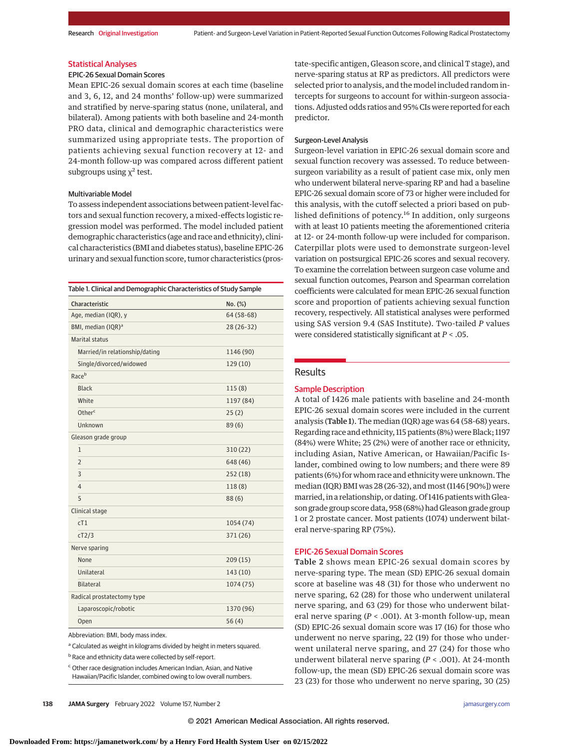## Statistical Analyses

### EPIC-26 Sexual Domain Scores

Mean EPIC-26 sexual domain scores at each time (baseline and 3, 6, 12, and 24 months' follow-up) were summarized and stratified by nerve-sparing status (none, unilateral, and bilateral). Among patients with both baseline and 24-month PRO data, clinical and demographic characteristics were summarized using appropriate tests. The proportion of patients achieving sexual function recovery at 12- and 24-month follow-up was compared across different patient subgroups using $\chi^2$ test.

### Multivariable Model

To assess independent associations between patient-level factors and sexual function recovery, a mixed-effects logistic regression model was performed. The model included patient demographic characteristics (age and race and ethnicity), clinical characteristics (BMI and diabetes status), baseline EPIC-26 urinary and sexual function score, tumor characteristics (prostate-specific antigen, Gleason score, and clinical T stage), and nerve-sparing status at RP as predictors. All predictors were selected prior to analysis, and the model included random intercepts for surgeons to account for within-surgeon associations. Adjusted odds ratios and 95% CIs were reported for each predictor.

### Surgeon-Level Analysis

Surgeon-level variation in EPIC-26 sexual domain score and sexual function recovery was assessed. To reduce between-surgeon variability as a result of patient case mix, only men who underwent bilateral nerve-sparing RP and had a baseline EPIC-26 sexual domain score of 73 or higher were included for this analysis, with the cutoff selected a priori based on published definitions of potency.[16] In addition, only surgeons with at least 10 patients meeting the aforementioned criteria at 12- or 24-month follow-up were included for comparison. Caterpillar plots were used to demonstrate surgeon-level variation on postsurgical EPIC-26 scores and sexual recovery. To examine the correlation between surgeon case volume and sexual function outcomes, Pearson and Spearman correlation coefficients were calculated for mean EPIC-26 sexual function score and proportion of patients achieving sexual function recovery, respectively. All statistical analyses were performed using SAS version 9.4 (SAS Institute). Two-tailed *P* values were considered statistically significant at $P < .05$.

Table 1. Clinical and Demographic Characteristics of Study Sample

| Characteristic | No. (%) |
|---|---|
| Age, median (IQR), y | 64 (58-68) |
| BMI, median (IQR)[a] | 28 (26-32) |
| Marital status | |
| Married/in relationship/dating | 1146 (90) |
| Single/divorced/widowed | 129 (10) |
| Race[b] | |
| Black | 115 (8) |
| White | 1197 (84) |
| Other[c] | 25 (2) |
| Unknown | 89 (6) |
| Gleason grade group | |
| 1 | 310 (22) |
| 2 | 648 (46) |
| 3 | 252 (18) |
| 4 | 118 (8) |
| 5 | 88 (6) |
| Clinical stage | |
| cT1 | 1054 (74) |
| cT2/3 | 371 (26) |
| Nerve sparing | |
| None | 209 (15) |
| Unilateral | 143 (10) |
| Bilateral | 1074 (75) |
| Radical prostatectomy type | |
| Laparoscopic/robotic | 1370 (96) |
| Open | 56 (4) |

Abbreviation: BMI, body mass index.

[a] Calculated as weight in kilograms divided by height in meters squared.

[b] Race and ethnicity data were collected by self-report.

[c] Other race designation includes American Indian, Asian, and Native Hawaiian/Pacific Islander, combined owing to low overall numbers.

## Results

### Sample Description

A total of 1426 male patients with baseline and 24-month EPIC-26 sexual domain scores were included in the current analysis (**Table 1**). The median (IQR) age was 64 (58-68) years. Regarding race and ethnicity, 115 patients (8%) were Black; 1197 (84%) were White; 25 (2%) were of another race or ethnicity, including Asian, Native American, or Hawaiian/Pacific Islander, combined owing to low numbers; and there were 89 patients (6%) for whom race and ethnicity were unknown. The median (IQR) BMI was 28 (26-32), and most (1146 [90%]) were married, in a relationship, or dating. Of 1416 patients with Gleason grade group score data, 958 (68%) had Gleason grade group 1 or 2 prostate cancer. Most patients (1074) underwent bilateral nerve-sparing RP (75%).

### EPIC-26 Sexual Domain Scores

**Table 2** shows mean EPIC-26 sexual domain scores by nerve-sparing type. The mean (SD) EPIC-26 sexual domain score at baseline was 48 (31) for those who underwent no nerve sparing, 62 (28) for those who underwent unilateral nerve sparing, and 63 (29) for those who underwent bilateral nerve sparing ($P < .001$). At 3-month follow-up, mean (SD) EPIC-26 sexual domain score was 17 (16) for those who underwent no nerve sparing, 22 (19) for those who underwent unilateral nerve sparing, and 27 (24) for those who underwent bilateral nerve sparing ($P < .001$). At 24-month follow-up, the mean (SD) EPIC-26 sexual domain score was 23 (23) for those who underwent no nerve sparing, 30 (25)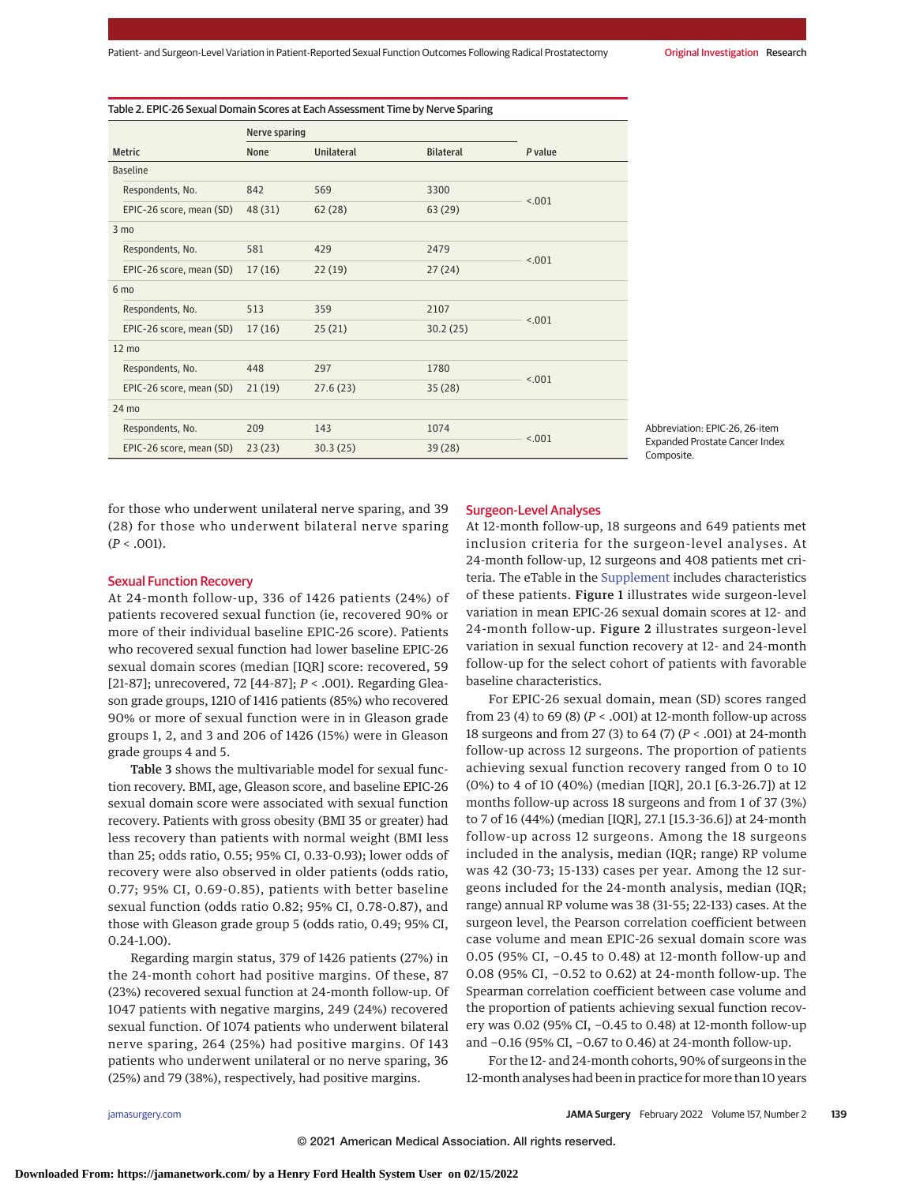Table 2. EPIC-26 Sexual Domain Scores at Each Assessment Time by Nerve Sparing

| Metric | Nerve sparing | | | P value |
|---|---|---|---|---|
| | None | Unilateral | Bilateral | |
| **Baseline** | | | | |
| Respondents, No. | 842 | 569 | 3300 | <.001 |
| EPIC-26 score, mean (SD) | 48 (31) | 62 (28) | 63 (29) | |
| **3 mo** | | | | |
| Respondents, No. | 581 | 429 | 2479 | <.001 |
| EPIC-26 score, mean (SD) | 17 (16) | 22 (19) | 27 (24) | |
| **6 mo** | | | | |
| Respondents, No. | 513 | 359 | 2107 | <.001 |
| EPIC-26 score, mean (SD) | 17 (16) | 25 (21) | 30.2 (25) | |
| **12 mo** | | | | |
| Respondents, No. | 448 | 297 | 1780 | <.001 |
| EPIC-26 score, mean (SD) | 21 (19) | 27.6 (23) | 35 (28) | |
| **24 mo** | | | | |
| Respondents, No. | 209 | 143 | 1074 | <.001 |
| EPIC-26 score, mean (SD) | 23 (23) | 30.3 (25) | 39 (28) | |

Abbreviation: EPIC-26, 26-item Expanded Prostate Cancer Index Composite.

for those who underwent unilateral nerve sparing, and 39 (28) for those who underwent bilateral nerve sparing ($P < .001$).

## Sexual Function Recovery

At 24-month follow-up, 336 of 1426 patients (24%) of patients recovered sexual function (ie, recovered 90% or more of their individual baseline EPIC-26 score). Patients who recovered sexual function had lower baseline EPIC-26 sexual domain scores (median [IQR] score: recovered, 59 [21-87]; unrecovered, 72 [44-87]; $P < .001$). Regarding Gleason grade groups, 1210 of 1416 patients (85%) who recovered 90% or more of sexual function were in in Gleason grade groups 1, 2, and 3 and 206 of 1426 (15%) were in Gleason grade groups 4 and 5.

**Table 3** shows the multivariable model for sexual function recovery. BMI, age, Gleason score, and baseline EPIC-26 sexual domain score were associated with sexual function recovery. Patients with gross obesity (BMI 35 or greater) had less recovery than patients with normal weight (BMI less than 25; odds ratio, 0.55; 95% CI, 0.33-0.93); lower odds of recovery were also observed in older patients (odds ratio, 0.77; 95% CI, 0.69-0.85), patients with better baseline sexual function (odds ratio 0.82; 95% CI, 0.78-0.87), and those with Gleason grade group 5 (odds ratio, 0.49; 95% CI, 0.24-1.00).

Regarding margin status, 379 of 1426 patients (27%) in the 24-month cohort had positive margins. Of these, 87 (23%) recovered sexual function at 24-month follow-up. Of 1047 patients with negative margins, 249 (24%) recovered sexual function. Of 1074 patients who underwent bilateral nerve sparing, 264 (25%) had positive margins. Of 143 patients who underwent unilateral or no nerve sparing, 36 (25%) and 79 (38%), respectively, had positive margins.

## Surgeon-Level Analyses

At 12-month follow-up, 18 surgeons and 649 patients met inclusion criteria for the surgeon-level analyses. At 24-month follow-up, 12 surgeons and 408 patients met criteria. The eTable in the Supplement includes characteristics of these patients. **Figure 1** illustrates wide surgeon-level variation in mean EPIC-26 sexual domain scores at 12- and 24-month follow-up. **Figure 2** illustrates surgeon-level variation in sexual function recovery at 12- and 24-month follow-up for the select cohort of patients with favorable baseline characteristics.

For EPIC-26 sexual domain, mean (SD) scores ranged from 23 (4) to 69 (8) ($P < .001$) at 12-month follow-up across 18 surgeons and from 27 (3) to 64 (7) ($P < .001$) at 24-month follow-up across 12 surgeons. The proportion of patients achieving sexual function recovery ranged from 0 to 10 (0%) to 4 of 10 (40%) (median [IQR], 20.1 [6.3-26.7]) at 12 months follow-up across 18 surgeons and from 1 of 37 (3%) to 7 of 16 (44%) (median [IQR], 27.1 [15.3-36.6]) at 24-month follow-up across 12 surgeons. Among the 18 surgeons included in the analysis, median (IQR; range) RP volume was 42 (30-73; 15-133) cases per year. Among the 12 surgeons included for the 24-month analysis, median (IQR; range) annual RP volume was 38 (31-55; 22-133) cases. At the surgeon level, the Pearson correlation coefficient between case volume and mean EPIC-26 sexual domain score was 0.05 (95% CI, −0.45 to 0.48) at 12-month follow-up and 0.08 (95% CI, −0.52 to 0.62) at 24-month follow-up. The Spearman correlation coefficient between case volume and the proportion of patients achieving sexual function recovery was 0.02 (95% CI, −0.45 to 0.48) at 12-month follow-up and −0.16 (95% CI, −0.67 to 0.46) at 24-month follow-up.

For the 12- and 24-month cohorts, 90% of surgeons in the 12-month analyses had been in practice for more than 10 years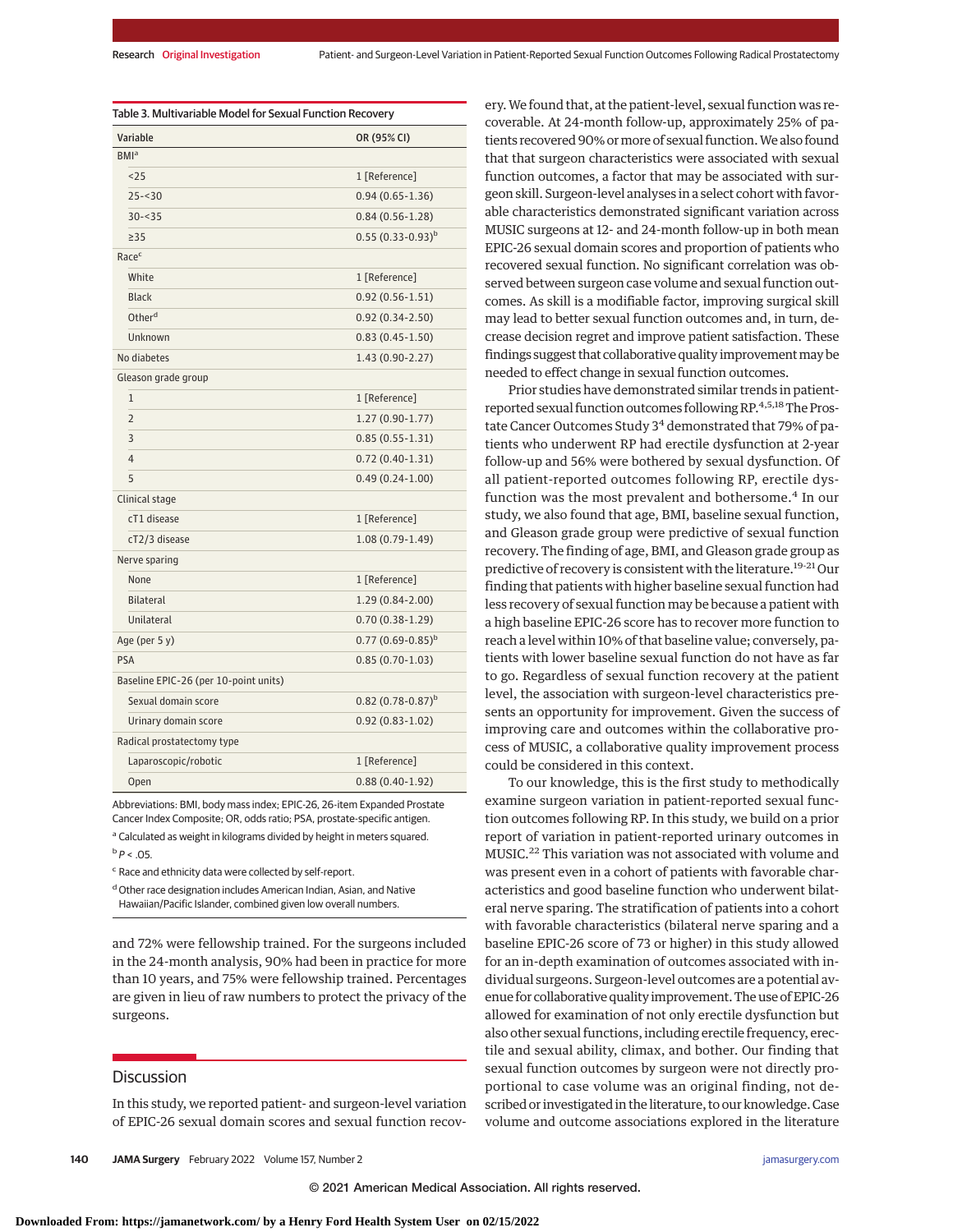Table 3. Multivariable Model for Sexual Function Recovery

| Variable | OR (95% CI) |
|---|---|
| BMI[a] | |
| <25 | 1 [Reference] |
| 25-<30 | 0.94 (0.65-1.36) |
| 30-<35 | 0.84 (0.56-1.28) |
| ≥35 | 0.55 (0.33-0.93)[b] |
| Race[c] | |
| White | 1 [Reference] |
| Black | 0.92 (0.56-1.51) |
| Other[d] | 0.92 (0.34-2.50) |
| Unknown | 0.83 (0.45-1.50) |
| No diabetes | 1.43 (0.90-2.27) |
| Gleason grade group | |
| 1 | 1 [Reference] |
| 2 | 1.27 (0.90-1.77) |
| 3 | 0.85 (0.55-1.31) |
| 4 | 0.72 (0.40-1.31) |
| 5 | 0.49 (0.24-1.00) |
| Clinical stage | |
| cT1 disease | 1 [Reference] |
| cT2/3 disease | 1.08 (0.79-1.49) |
| Nerve sparing | |
| None | 1 [Reference] |
| Bilateral | 1.29 (0.84-2.00) |
| Unilateral | 0.70 (0.38-1.29) |
| Age (per 5 y) | 0.77 (0.69-0.85)[b] |
| PSA | 0.85 (0.70-1.03) |
| Baseline EPIC-26 (per 10-point units) | |
| Sexual domain score | 0.82 (0.78-0.87)[b] |
| Urinary domain score | 0.92 (0.83-1.02) |
| Radical prostatectomy type | |
| Laparoscopic/robotic | 1 [Reference] |
| Open | 0.88 (0.40-1.92) |

Abbreviations: BMI, body mass index; EPIC-26, 26-item Expanded Prostate Cancer Index Composite; OR, odds ratio; PSA, prostate-specific antigen.

[a] Calculated as weight in kilograms divided by height in meters squared.

[b] $P < .05$.

[c] Race and ethnicity data were collected by self-report.

[d] Other race designation includes American Indian, Asian, and Native Hawaiian/Pacific Islander, combined given low overall numbers.

and 72% were fellowship trained. For the surgeons included in the 24-month analysis, 90% had been in practice for more than 10 years, and 75% were fellowship trained. Percentages are given in lieu of raw numbers to protect the privacy of the surgeons.

## Discussion

In this study, we reported patient- and surgeon-level variation of EPIC-26 sexual domain scores and sexual function recovery. We found that, at the patient-level, sexual function was recoverable. At 24-month follow-up, approximately 25% of patients recovered 90% or more of sexual function. We also found that that surgeon characteristics were associated with sexual function outcomes, a factor that may be associated with surgeon skill. Surgeon-level analyses in a select cohort with favorable characteristics demonstrated significant variation across MUSIC surgeons at 12- and 24-month follow-up in both mean EPIC-26 sexual domain scores and proportion of patients who recovered sexual function. No significant correlation was observed between surgeon case volume and sexual function outcomes. As skill is a modifiable factor, improving surgical skill may lead to better sexual function outcomes and, in turn, decrease decision regret and improve patient satisfaction. These findings suggest that collaborative quality improvement may be needed to effect change in sexual function outcomes.

Prior studies have demonstrated similar trends in patient-reported sexual function outcomes following RP.[4,5,18] The Prostate Cancer Outcomes Study 3[4] demonstrated that 79% of patients who underwent RP had erectile dysfunction at 2-year follow-up and 56% were bothered by sexual dysfunction. Of all patient-reported outcomes following RP, erectile dysfunction was the most prevalent and bothersome.[4] In our study, we also found that age, BMI, baseline sexual function, and Gleason grade group were predictive of sexual function recovery. The finding of age, BMI, and Gleason grade group as predictive of recovery is consistent with the literature.[19-21] Our finding that patients with higher baseline sexual function had less recovery of sexual function may be because a patient with a high baseline EPIC-26 score has to recover more function to reach a level within 10% of that baseline value; conversely, patients with lower baseline sexual function do not have as far to go. Regardless of sexual function recovery at the patient level, the association with surgeon-level characteristics presents an opportunity for improvement. Given the success of improving care and outcomes within the collaborative process of MUSIC, a collaborative quality improvement process could be considered in this context.

To our knowledge, this is the first study to methodically examine surgeon variation in patient-reported sexual function outcomes following RP. In this study, we build on a prior report of variation in patient-reported urinary outcomes in MUSIC.[22] This variation was not associated with volume and was present even in a cohort of patients with favorable characteristics and good baseline function who underwent bilateral nerve sparing. The stratification of patients into a cohort with favorable characteristics (bilateral nerve sparing and a baseline EPIC-26 score of 73 or higher) in this study allowed for an in-depth examination of outcomes associated with individual surgeons. Surgeon-level outcomes are a potential avenue for collaborative quality improvement. The use of EPIC-26 allowed for examination of not only erectile dysfunction but also other sexual functions, including erectile frequency, erectile and sexual ability, climax, and bother. Our finding that sexual function outcomes by surgeon were not directly proportional to case volume was an original finding, not described or investigated in the literature, to our knowledge. Case volume and outcome associations explored in the literature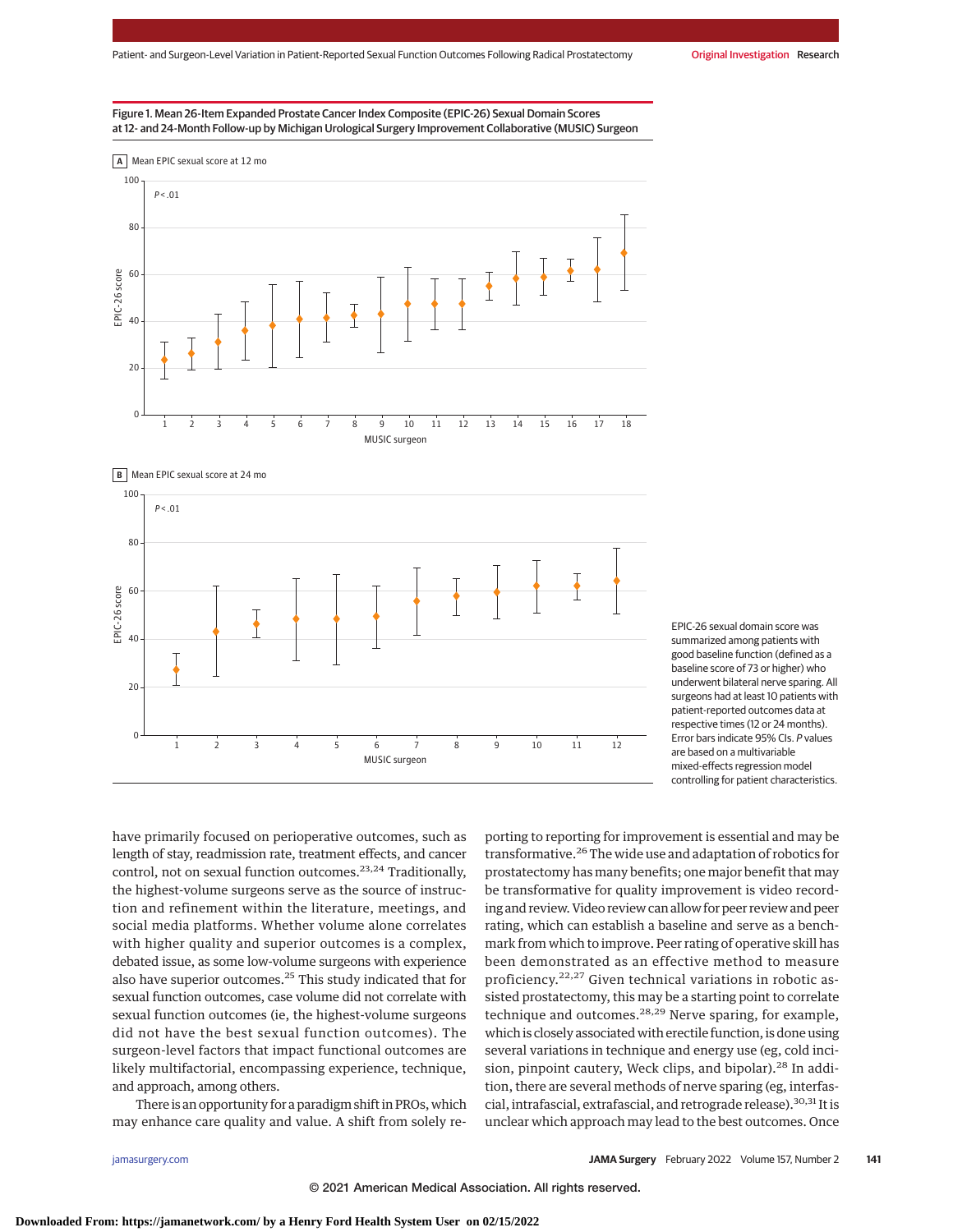Figure 1. Mean 26-Item Expanded Prostate Cancer Index Composite (EPIC-26) Sexual Domain Scores at 12- and 24-Month Follow-up by Michigan Urological Surgery Improvement Collaborative (MUSIC) Surgeon

A Mean EPIC sexual score at 12 mo

B Mean EPIC sexual score at 24 mo

EPIC-26 sexual domain score was summarized among patients with good baseline function (defined as a baseline score of 73 or higher) who underwent bilateral nerve sparing. All surgeons had at least 10 patients with patient-reported outcomes data at respective times (12 or 24 months). Error bars indicate 95% CIs. *P* values are based on a multivariable mixed-effects regression model controlling for patient characteristics.

have primarily focused on perioperative outcomes, such as length of stay, readmission rate, treatment effects, and cancer control, not on sexual function outcomes.[23,24] Traditionally, the highest-volume surgeons serve as the source of instruction and refinement within the literature, meetings, and social media platforms. Whether volume alone correlates with higher quality and superior outcomes is a complex, debated issue, as some low-volume surgeons with experience also have superior outcomes.[25] This study indicated that for sexual function outcomes, case volume did not correlate with sexual function outcomes (ie, the highest-volume surgeons did not have the best sexual function outcomes). The surgeon-level factors that impact functional outcomes are likely multifactorial, encompassing experience, technique, and approach, among others.

There is an opportunity for a paradigm shift in PROs, which may enhance care quality and value. A shift from solely reporting to reporting for improvement is essential and may be transformative.[26] The wide use and adaptation of robotics for prostatectomy has many benefits; one major benefit that may be transformative for quality improvement is video recording and review. Video review can allow for peer review and peer rating, which can establish a baseline and serve as a benchmark from which to improve. Peer rating of operative skill has been demonstrated as an effective method to measure proficiency.[22,27] Given technical variations in robotic assisted prostatectomy, this may be a starting point to correlate technique and outcomes.[28,29] Nerve sparing, for example, which is closely associated with erectile function, is done using several variations in technique and energy use (eg, cold incision, pinpoint cautery, Weck clips, and bipolar).[28] In addition, there are several methods of nerve sparing (eg, interfascial, intrafascial, extrafascial, and retrograde release).[30,31] It is unclear which approach may lead to the best outcomes. Once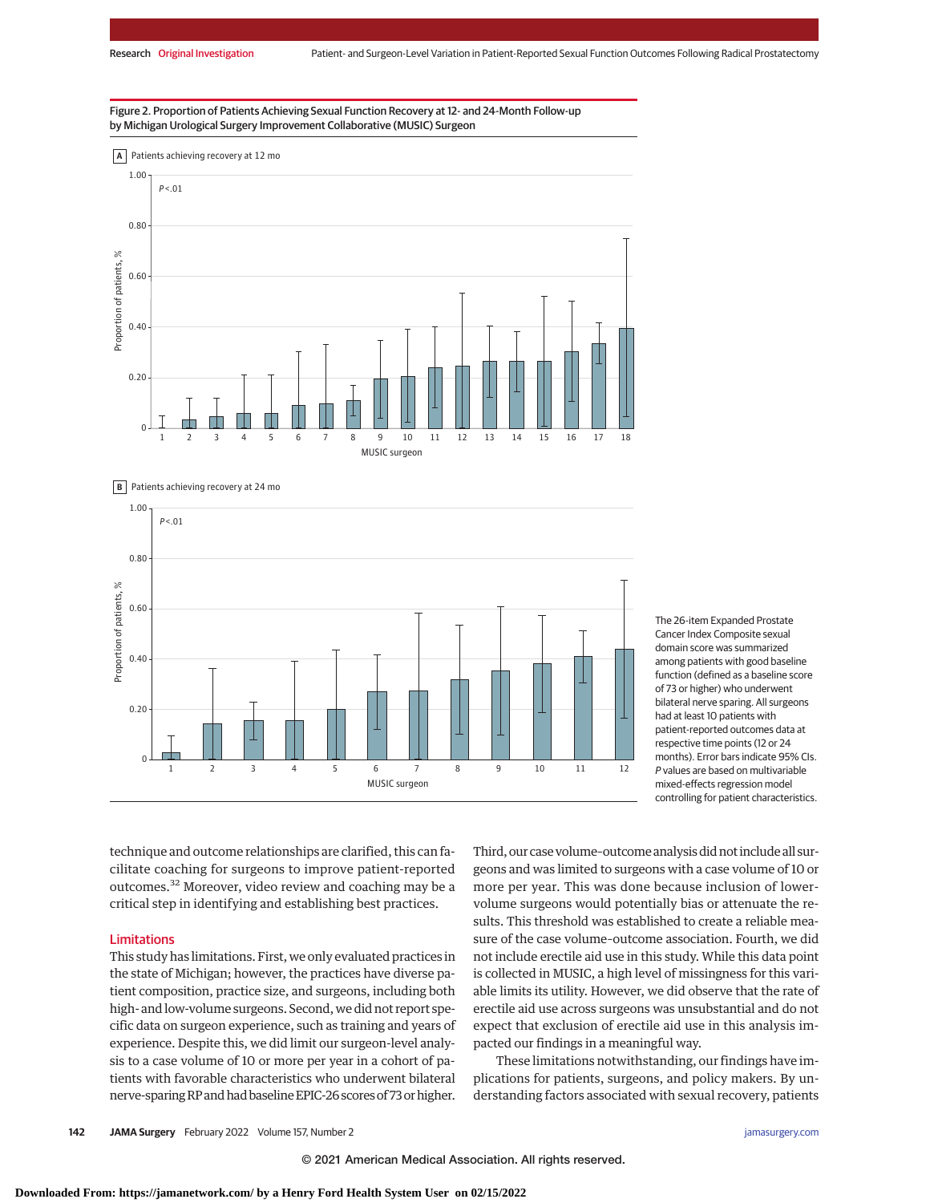Figure 2. Proportion of Patients Achieving Sexual Function Recovery at 12- and 24-Month Follow-up by Michigan Urological Surgery Improvement Collaborative (MUSIC) Surgeon

A Patients achieving recovery at 12 mo

B Patients achieving recovery at 24 mo

The 26-item Expanded Prostate Cancer Index Composite sexual domain score was summarized among patients with good baseline function (defined as a baseline score of 73 or higher) who underwent bilateral nerve sparing. All surgeons had at least 10 patients with patient-reported outcomes data at respective time points (12 or 24 months). Error bars indicate 95% CIs. *P* values are based on multivariable mixed-effects regression model controlling for patient characteristics.

technique and outcome relationships are clarified, this can facilitate coaching for surgeons to improve patient-reported outcomes.[32] Moreover, video review and coaching may be a critical step in identifying and establishing best practices.

## Limitations

This study has limitations. First, we only evaluated practices in the state of Michigan; however, the practices have diverse patient composition, practice size, and surgeons, including both high- and low-volume surgeons. Second, we did not report specific data on surgeon experience, such as training and years of experience. Despite this, we did limit our surgeon-level analysis to a case volume of 10 or more per year in a cohort of patients with favorable characteristics who underwent bilateral nerve-sparing RP and had baseline EPIC-26 scores of 73 or higher. Third, our case volume–outcome analysis did not include all surgeons and was limited to surgeons with a case volume of 10 or more per year. This was done because inclusion of lower-volume surgeons would potentially bias or attenuate the results. This threshold was established to create a reliable measure of the case volume–outcome association. Fourth, we did not include erectile aid use in this study. While this data point is collected in MUSIC, a high level of missingness for this variable limits its utility. However, we did observe that the rate of erectile aid use across surgeons was unsubstantial and do not expect that exclusion of erectile aid use in this analysis impacted our findings in a meaningful way.

These limitations notwithstanding, our findings have implications for patients, surgeons, and policy makers. By understanding factors associated with sexual recovery, patients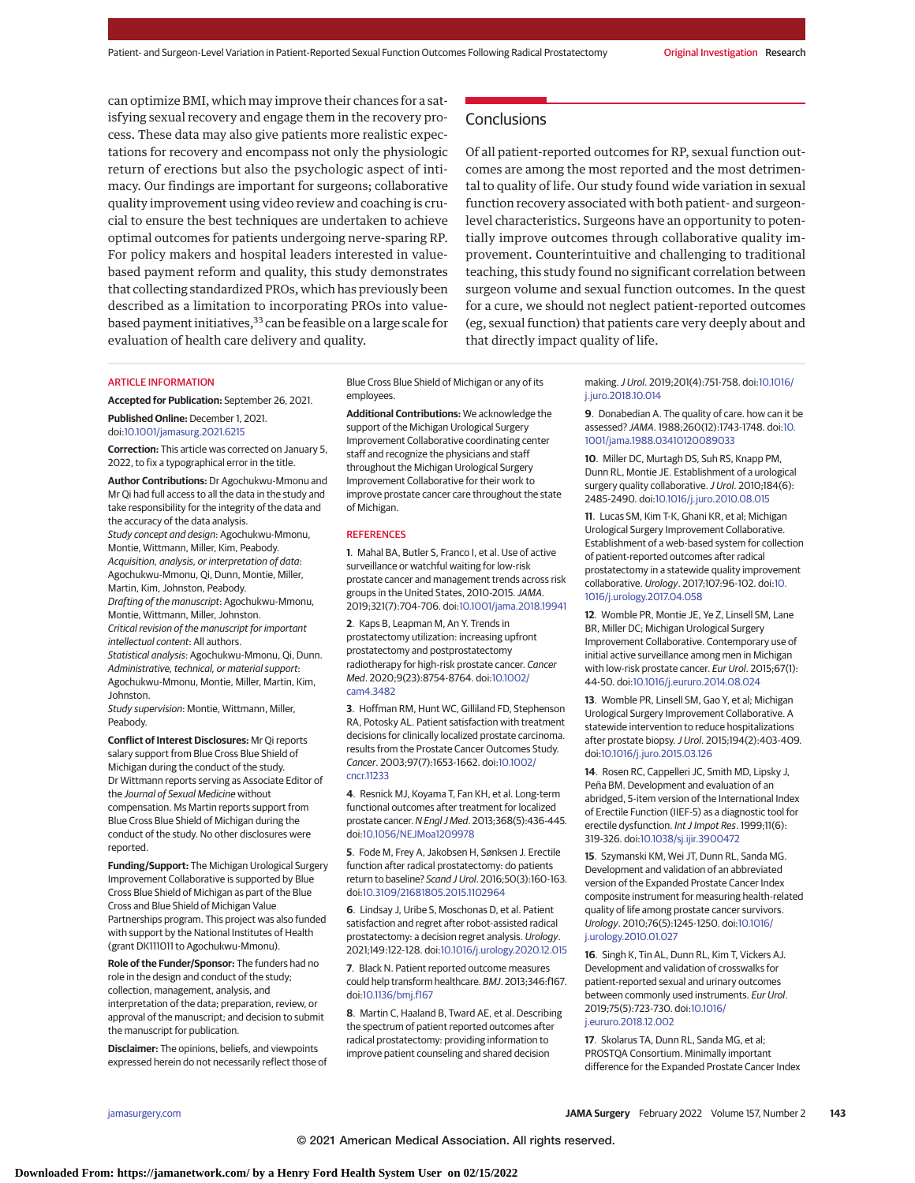can optimize BMI, which may improve their chances for a satisfying sexual recovery and engage them in the recovery process. These data may also give patients more realistic expectations for recovery and encompass not only the physiologic return of erections but also the psychologic aspect of intimacy. Our findings are important for surgeons; collaborative quality improvement using video review and coaching is crucial to ensure the best techniques are undertaken to achieve optimal outcomes for patients undergoing nerve-sparing RP. For policy makers and hospital leaders interested in value-based payment reform and quality, this study demonstrates that collecting standardized PROs, which has previously been described as a limitation to incorporating PROs into value-based payment initiatives,[33] can be feasible on a large scale for evaluation of health care delivery and quality.

## Conclusions

Of all patient-reported outcomes for RP, sexual function outcomes are among the most reported and the most detrimental to quality of life. Our study found wide variation in sexual function recovery associated with both patient- and surgeon-level characteristics. Surgeons have an opportunity to potentially improve outcomes through collaborative quality improvement. Counterintuitive and challenging to traditional teaching, this study found no significant correlation between surgeon volume and sexual function outcomes. In the quest for a cure, we should not neglect patient-reported outcomes (eg, sexual function) that patients care very deeply about and that directly impact quality of life.

### ARTICLE INFORMATION

**Accepted for Publication:** September 26, 2021.

**Published Online:** December 1, 2021. doi:10.1001/jamasurg.2021.6215

**Correction:** This article was corrected on January 5, 2022, to fix a typographical error in the title.

**Author Contributions:** Dr Agochukwu-Mmonu and Mr Qi had full access to all the data in the study and take responsibility for the integrity of the data and the accuracy of the data analysis.
*Study concept and design:* Agochukwu-Mmonu, Montie, Wittmann, Miller, Kim, Peabody.
*Acquisition, analysis, or interpretation of data:* Agochukwu-Mmonu, Qi, Dunn, Montie, Miller, Martin, Kim, Johnston, Peabody.
*Drafting of the manuscript:* Agochukwu-Mmonu, Montie, Wittmann, Miller, Johnston.
*Critical revision of the manuscript for important intellectual content:* All authors.
*Statistical analysis:* Agochukwu-Mmonu, Qi, Dunn.
*Administrative, technical, or material support:* Agochukwu-Mmonu, Montie, Miller, Martin, Kim, Johnston.
*Study supervision:* Montie, Wittmann, Miller, Peabody.

**Conflict of Interest Disclosures:** Mr Qi reports salary support from Blue Cross Blue Shield of Michigan during the conduct of the study. Dr Wittmann reports serving as Associate Editor of the *Journal of Sexual Medicine* without compensation. Ms Martin reports support from Blue Cross Blue Shield of Michigan during the conduct of the study. No other disclosures were reported.

**Funding/Support:** The Michigan Urological Surgery Improvement Collaborative is supported by Blue Cross Blue Shield of Michigan as part of the Blue Cross and Blue Shield of Michigan Value Partnerships program. This project was also funded with support by the National Institutes of Health (grant DK111011 to Agochukwu-Mmonu).

**Role of the Funder/Sponsor:** The funders had no role in the design and conduct of the study; collection, management, analysis, and interpretation of the data; preparation, review, or approval of the manuscript; and decision to submit the manuscript for publication.

**Disclaimer:** The opinions, beliefs, and viewpoints expressed herein do not necessarily reflect those of Blue Cross Blue Shield of Michigan or any of its employees.

**Additional Contributions:** We acknowledge the support of the Michigan Urological Surgery Improvement Collaborative coordinating center staff and recognize the physicians and staff throughout the Michigan Urological Surgery Improvement Collaborative for their work to improve prostate cancer care throughout the state of Michigan.

### REFERENCES

1. Mahal BA, Butler S, Franco I, et al. Use of active surveillance or watchful waiting for low-risk prostate cancer and management trends across risk groups in the United States, 2010-2015. *JAMA*. 2019;321(7):704-706. doi:10.1001/jama.2018.19941

2. Kaps B, Leapman M, An Y. Trends in prostatectomy utilization: increasing upfront prostatectomy and postprostatectomy radiotherapy for high-risk prostate cancer. *Cancer Med*. 2020;9(23):8754-8764. doi:10.1002/cam4.3482

3. Hoffman RM, Hunt WC, Gilliland FD, Stephenson RA, Potosky AL. Patient satisfaction with treatment decisions for clinically localized prostate carcinoma. results from the Prostate Cancer Outcomes Study. *Cancer*. 2003;97(7):1653-1662. doi:10.1002/cncr.11233

4. Resnick MJ, Koyama T, Fan KH, et al. Long-term functional outcomes after treatment for localized prostate cancer. *N Engl J Med*. 2013;368(5):436-445. doi:10.1056/NEJMoa1209978

5. Fode M, Frey A, Jakobsen H, Sønksen J. Erectile function after radical prostatectomy: do patients return to baseline? *Scand J Urol*. 2016;50(3):160-163. doi:10.3109/21681805.2015.1102964

6. Lindsay J, Uribe S, Moschonas D, et al. Patient satisfaction and regret after robot-assisted radical prostatectomy: a decision regret analysis. *Urology*. 2021;149:122-128. doi:10.1016/j.urology.2020.12.015

7. Black N. Patient reported outcome measures could help transform healthcare. *BMJ*. 2013;346:f167. doi:10.1136/bmj.f167

8. Martin C, Haaland B, Tward AE, et al. Describing the spectrum of patient reported outcomes after radical prostatectomy: providing information to improve patient counseling and shared decision making. *J Urol*. 2019;201(4):751-758. doi:10.1016/j.juro.2018.10.014

9. Donabedian A. The quality of care. how can it be assessed? *JAMA*. 1988;260(12):1743-1748. doi:10.1001/jama.1988.03410120089033

10. Miller DC, Murtagh DS, Suh RS, Knapp PM, Dunn RL, Montie JE. Establishment of a urological surgery quality collaborative. *J Urol*. 2010;184(6):2485-2490. doi:10.1016/j.juro.2010.08.015

11. Lucas SM, Kim T-K, Ghani KR, et al; Michigan Urological Surgery Improvement Collaborative. Establishment of a web-based system for collection of patient-reported outcomes after radical prostatectomy in a statewide quality improvement collaborative. *Urology*. 2017;107:96-102. doi:10.1016/j.urology.2017.04.058

12. Womble PR, Montie JE, Ye Z, Linsell SM, Lane BR, Miller DC; Michigan Urological Surgery Improvement Collaborative. Contemporary use of initial active surveillance among men in Michigan with low-risk prostate cancer. *Eur Urol*. 2015;67(1):44-50. doi:10.1016/j.eururo.2014.08.024

13. Womble PR, Linsell SM, Gao Y, et al; Michigan Urological Surgery Improvement Collaborative. A statewide intervention to reduce hospitalizations after prostate biopsy. *J Urol*. 2015;194(2):403-409. doi:10.1016/j.juro.2015.03.126

14. Rosen RC, Cappelleri JC, Smith MD, Lipsky J, Peña BM. Development and evaluation of an abridged, 5-item version of the International Index of Erectile Function (IIEF-5) as a diagnostic tool for erectile dysfunction. *Int J Impot Res*. 1999;11(6):319-326. doi:10.1038/sj.ijir.3900472

15. Szymanski KM, Wei JT, Dunn RL, Sanda MG. Development and validation of an abbreviated version of the Expanded Prostate Cancer Index composite instrument for measuring health-related quality of life among prostate cancer survivors. *Urology*. 2010;76(5):1245-1250. doi:10.1016/j.urology.2010.01.027

16. Singh K, Tin AL, Dunn RL, Kim T, Vickers AJ. Development and validation of crosswalks for patient-reported sexual and urinary outcomes between commonly used instruments. *Eur Urol*. 2019;75(5):723-730. doi:10.1016/j.eururo.2018.12.002

17. Skolarus TA, Dunn RL, Sanda MG, et al; PROSTQA Consortium. Minimally important difference for the Expanded Prostate Cancer Index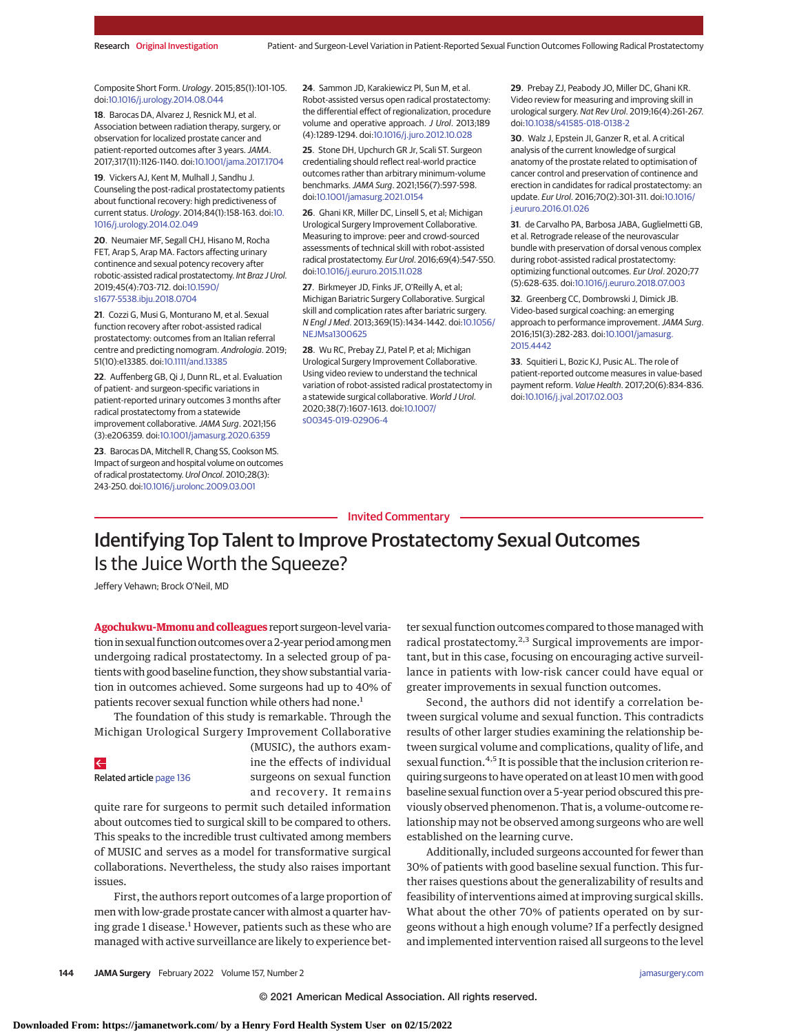Composite Short Form. *Urology*. 2015;85(1):101-105. doi:10.1016/j.urology.2014.08.044

**18**. Barocas DA, Alvarez J, Resnick MJ, et al. Association between radiation therapy, surgery, or observation for localized prostate cancer and patient-reported outcomes after 3 years. *JAMA*. 2017;317(11):1126-1140. doi:10.1001/jama.2017.1704

**19**. Vickers AJ, Kent M, Mulhall J, Sandhu J. Counseling the post-radical prostatectomy patients about functional recovery: high predictiveness of current status. *Urology*. 2014;84(1):158-163. doi:10.1016/j.urology.2014.02.049

**20**. Neumaier MF, Segall CHJ, Hisano M, Rocha FET, Arap S, Arap MA. Factors affecting urinary continence and sexual potency recovery after robotic-assisted radical prostatectomy. *Int Braz J Urol*. 2019;45(4):703-712. doi:10.1590/s1677-5538.ibju.2018.0704

**21**. Cozzi G, Musi G, Monturano M, et al. Sexual function recovery after robot-assisted radical prostatectomy: outcomes from an Italian referral centre and predicting nomogram. *Andrologia*. 2019;51(10):e13385. doi:10.1111/and.13385

**22**. Auffenberg GB, Qi J, Dunn RL, et al. Evaluation of patient- and surgeon-specific variations in patient-reported urinary outcomes 3 months after radical prostatectomy from a statewide improvement collaborative. *JAMA Surg*. 2021;156(3):e206359. doi:10.1001/jamasurg.2020.6359

**23**. Barocas DA, Mitchell R, Chang SS, Cookson MS. Impact of surgeon and hospital volume on outcomes of radical prostatectomy. *Urol Oncol*. 2010;28(3):243-250. doi:10.1016/j.urolonc.2009.03.001

**24**. Sammon JD, Karakiewicz PI, Sun M, et al. Robot-assisted versus open radical prostatectomy: the differential effect of regionalization, procedure volume and operative approach. *J Urol*. 2013;189(4):1289-1294. doi:10.1016/j.juro.2012.10.028

**25**. Stone DH, Upchurch GR Jr, Scali ST. Surgeon credentialing should reflect real-world practice outcomes rather than arbitrary minimum-volume benchmarks. *JAMA Surg*. 2021;156(7):597-598. doi:10.1001/jamasurg.2021.0154

**26**. Ghani KR, Miller DC, Linsell S, et al; Michigan Urological Surgery Improvement Collaborative. Measuring to improve: peer and crowd-sourced assessments of technical skill with robot-assisted radical prostatectomy. *Eur Urol*. 2016;69(4):547-550. doi:10.1016/j.eururo.2015.11.028

**27**. Birkmeyer JD, Finks JF, O'Reilly A, et al; Michigan Bariatric Surgery Collaborative. Surgical skill and complication rates after bariatric surgery. *N Engl J Med*. 2013;369(15):1434-1442. doi:10.1056/NEJMsa1300625

**28**. Wu RC, Prebay ZJ, Patel P, et al; Michigan Urological Surgery Improvement Collaborative. Using video review to understand the technical variation of robot-assisted radical prostatectomy in a statewide surgical collaborative. *World J Urol*. 2020;38(7):1607-1613. doi:10.1007/s00345-019-02906-4

**29**. Prebay ZJ, Peabody JO, Miller DC, Ghani KR. Video review for measuring and improving skill in urological surgery. *Nat Rev Urol*. 2019;16(4):261-267. doi:10.1038/s41585-018-0138-2

**30**. Walz J, Epstein JI, Ganzer R, et al. A critical analysis of the current knowledge of surgical anatomy of the prostate related to optimisation of cancer control and preservation of continence and erection in candidates for radical prostatectomy: an update. *Eur Urol*. 2016;70(2):301-311. doi:10.1016/j.eururo.2016.01.026

**31**. de Carvalho PA, Barbosa JABA, Guglielmetti GB, et al. Retrograde release of the neurovascular bundle with preservation of dorsal venous complex during robot-assisted radical prostatectomy: optimizing functional outcomes. *Eur Urol*. 2020;77(5):628-635. doi:10.1016/j.eururo.2018.07.003

**32**. Greenberg CC, Dombrowski J, Dimick JB. Video-based surgical coaching: an emerging approach to performance improvement. *JAMA Surg*. 2016;151(3):282-283. doi:10.1001/jamasurg.2015.4442

**33**. Squitieri L, Bozic KJ, Pusic AL. The role of patient-reported outcome measures in value-based payment reform. *Value Health*. 2017;20(6):834-836. doi:10.1016/j.jval.2017.02.003

Invited Commentary

# Identifying Top Talent to Improve Prostatectomy Sexual Outcomes
## Is the Juice Worth the Squeeze?

Jeffery Vehawn; Brock O'Neil, MD

**Agochukwu-Mmonu and colleagues** report surgeon-level variation in sexual function outcomes over a 2-year period among men undergoing radical prostatectomy. In a selected group of patients with good baseline function, they show substantial variation in outcomes achieved. Some surgeons had up to 40% of patients recover sexual function while others had none.[1]

The foundation of this study is remarkable. Through the Michigan Urological Surgery Improvement Collaborative (MUSIC), the authors examine the effects of individual surgeons on sexual function and recovery. It remains quite rare for surgeons to permit such detailed information about outcomes tied to surgical skill to be compared to others. This speaks to the incredible trust cultivated among members of MUSIC and serves as a model for transformative surgical collaborations. Nevertheless, the study also raises important issues.

Related article page 136

First, the authors report outcomes of a large proportion of men with low-grade prostate cancer with almost a quarter having grade 1 disease.[1] However, patients such as these who are managed with active surveillance are likely to experience better sexual function outcomes compared to those managed with radical prostatectomy.[2,3] Surgical improvements are important, but in this case, focusing on encouraging active surveillance in patients with low-risk cancer could have equal or greater improvements in sexual function outcomes.

Second, the authors did not identify a correlation between surgical volume and sexual function. This contradicts results of other larger studies examining the relationship between surgical volume and complications, quality of life, and sexual function.[4,5] It is possible that the inclusion criterion requiring surgeons to have operated on at least 10 men with good baseline sexual function over a 5-year period obscured this previously observed phenomenon. That is, a volume-outcome relationship may not be observed among surgeons who are well established on the learning curve.

Additionally, included surgeons accounted for fewer than 30% of patients with good baseline sexual function. This further raises questions about the generalizability of results and feasibility of interventions aimed at improving surgical skills. What about the other 70% of patients operated on by surgeons without a high enough volume? If a perfectly designed and implemented intervention raised all surgeons to the level